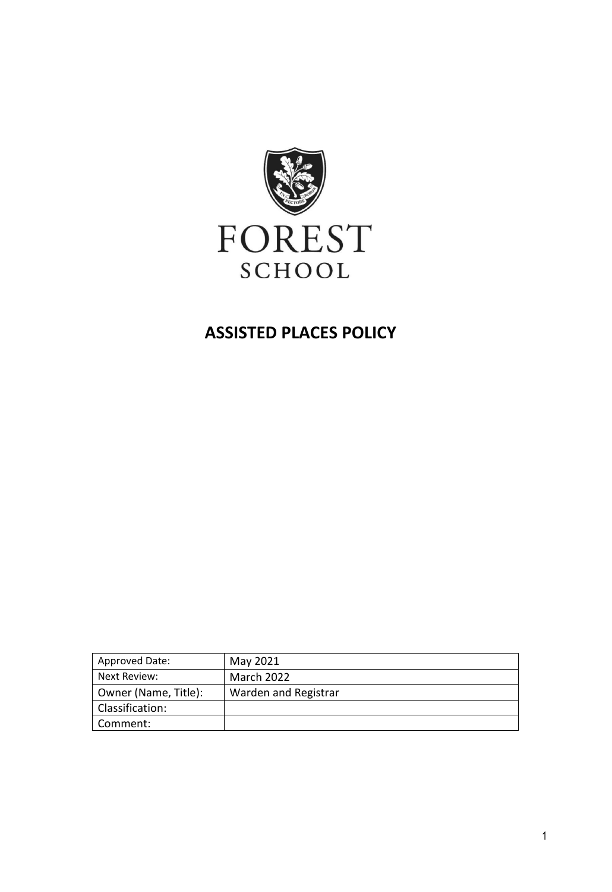FOREST

SCHOOL

# ASSISTED PLACES POLICY

| Approved Date: | May 2021 |
|---|---|
| Next Review: | March 2022 |
| Owner (Name, Title): | Warden and Registrar |
| Classification: | |
| Comment: | |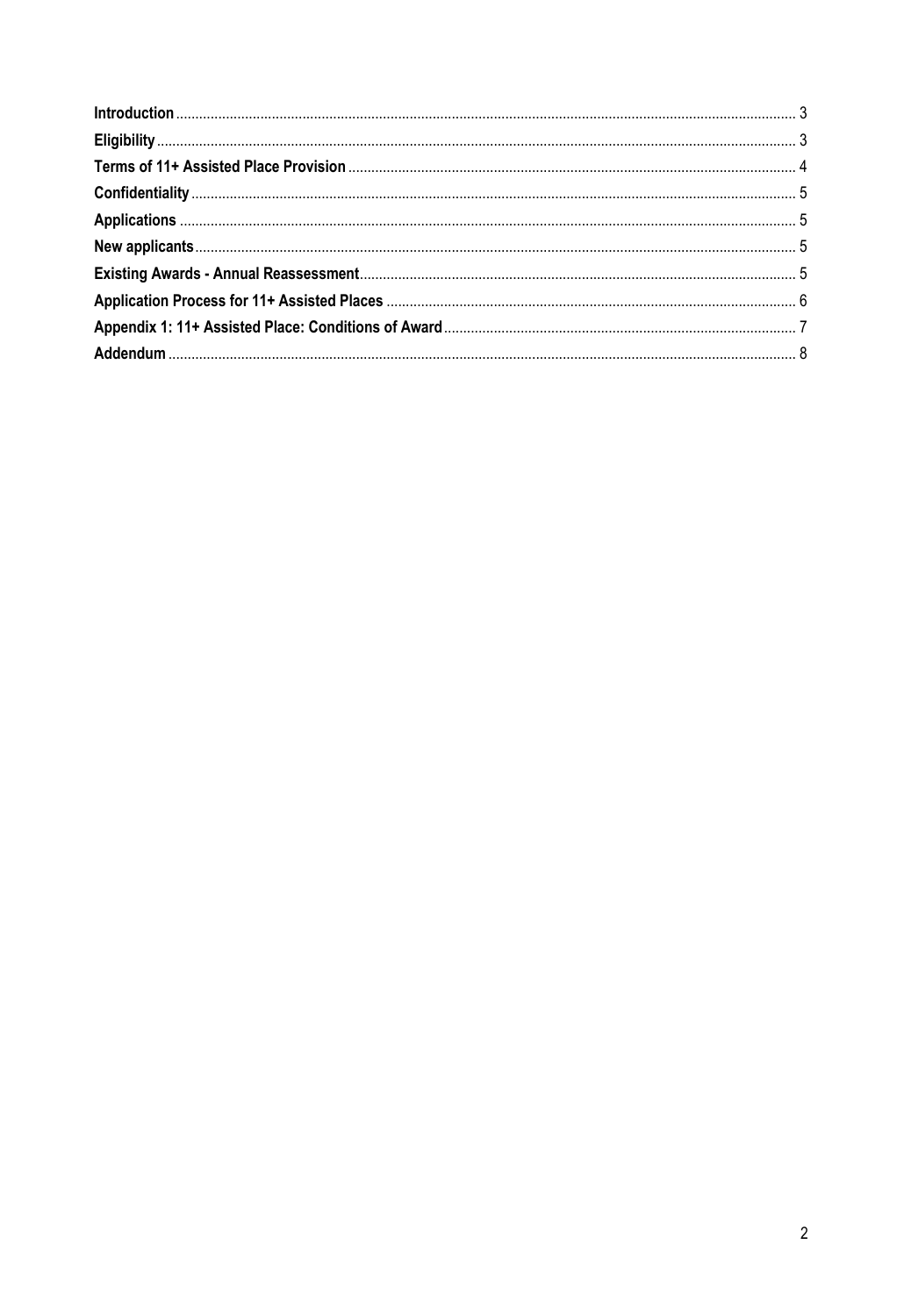**Introduction** .................................................................................................................................................. 3
**Eligibility** ....................................................................................................................................................... 3
**Terms of 11+ Assisted Place Provision** .................................................................................................... 4
**Confidentiality** .............................................................................................................................................. 5
**Applications** ................................................................................................................................................. 5
**New applicants** ............................................................................................................................................. 5
**Existing Awards - Annual Reassessment** .................................................................................................. 5
**Application Process for 11+ Assisted Places** ........................................................................................... 6
**Appendix 1: 11+ Assisted Place: Conditions of Award** ............................................................................ 7
**Addendum** .................................................................................................................................................... 8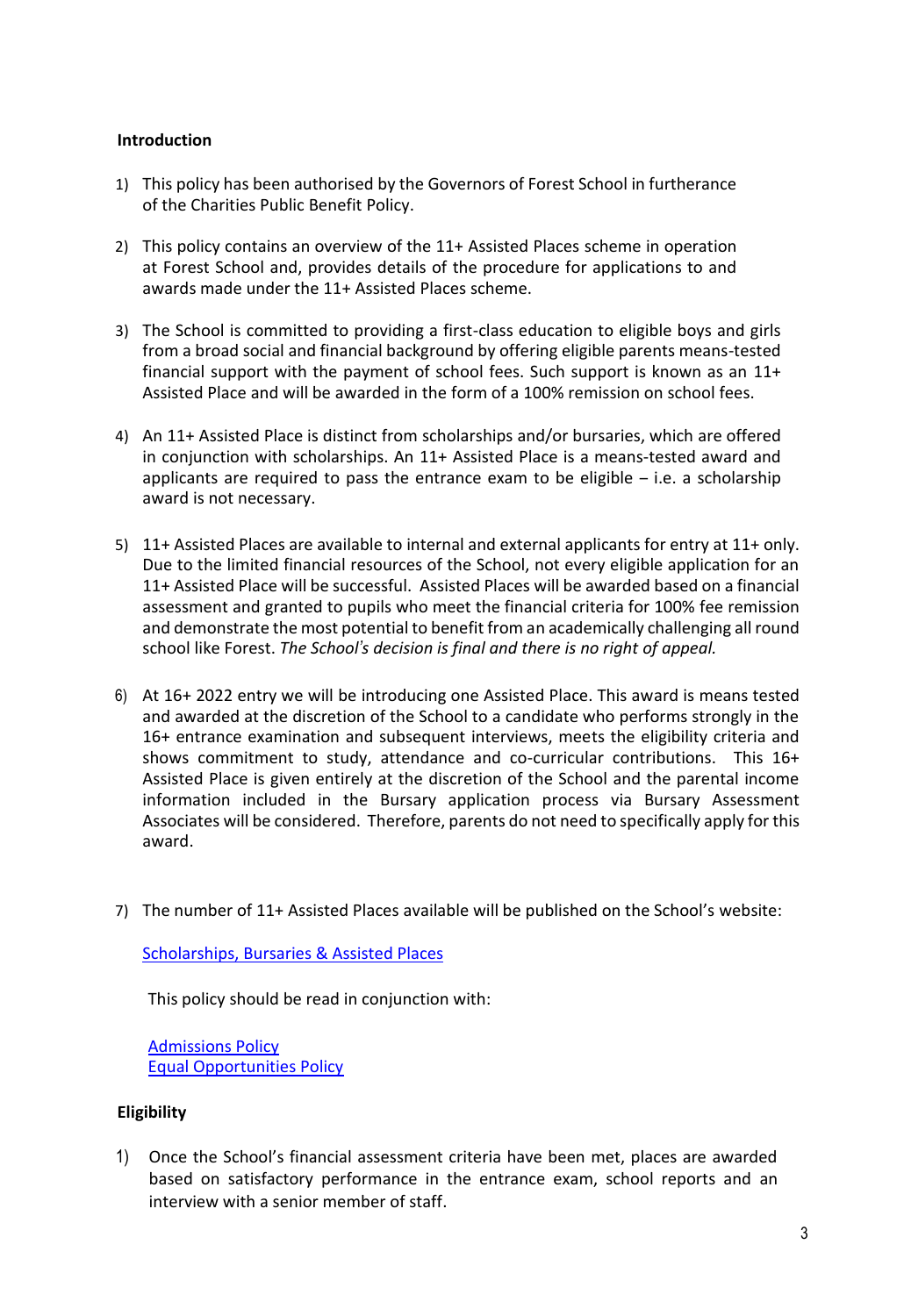## Introduction

1) This policy has been authorised by the Governors of Forest School in furtherance of the Charities Public Benefit Policy.

2) This policy contains an overview of the 11+ Assisted Places scheme in operation at Forest School and, provides details of the procedure for applications to and awards made under the 11+ Assisted Places scheme.

3) The School is committed to providing a first-class education to eligible boys and girls from a broad social and financial background by offering eligible parents means-tested financial support with the payment of school fees. Such support is known as an 11+ Assisted Place and will be awarded in the form of a 100% remission on school fees.

4) An 11+ Assisted Place is distinct from scholarships and/or bursaries, which are offered in conjunction with scholarships. An 11+ Assisted Place is a means-tested award and applicants are required to pass the entrance exam to be eligible – i.e. a scholarship award is not necessary.

5) 11+ Assisted Places are available to internal and external applicants for entry at 11+ only. Due to the limited financial resources of the School, not every eligible application for an 11+ Assisted Place will be successful. Assisted Places will be awarded based on a financial assessment and granted to pupils who meet the financial criteria for 100% fee remission and demonstrate the most potential to benefit from an academically challenging all round school like Forest. *The School's decision is final and there is no right of appeal.*

6) At 16+ 2022 entry we will be introducing one Assisted Place. This award is means tested and awarded at the discretion of the School to a candidate who performs strongly in the 16+ entrance examination and subsequent interviews, meets the eligibility criteria and shows commitment to study, attendance and co-curricular contributions. This 16+ Assisted Place is given entirely at the discretion of the School and the parental income information included in the Bursary application process via Bursary Assessment Associates will be considered. Therefore, parents do not need to specifically apply for this award.

7) The number of 11+ Assisted Places available will be published on the School's website:

   Scholarships, Bursaries & Assisted Places

   This policy should be read in conjunction with:

   Admissions Policy
   Equal Opportunities Policy

## Eligibility

1) Once the School's financial assessment criteria have been met, places are awarded based on satisfactory performance in the entrance exam, school reports and an interview with a senior member of staff.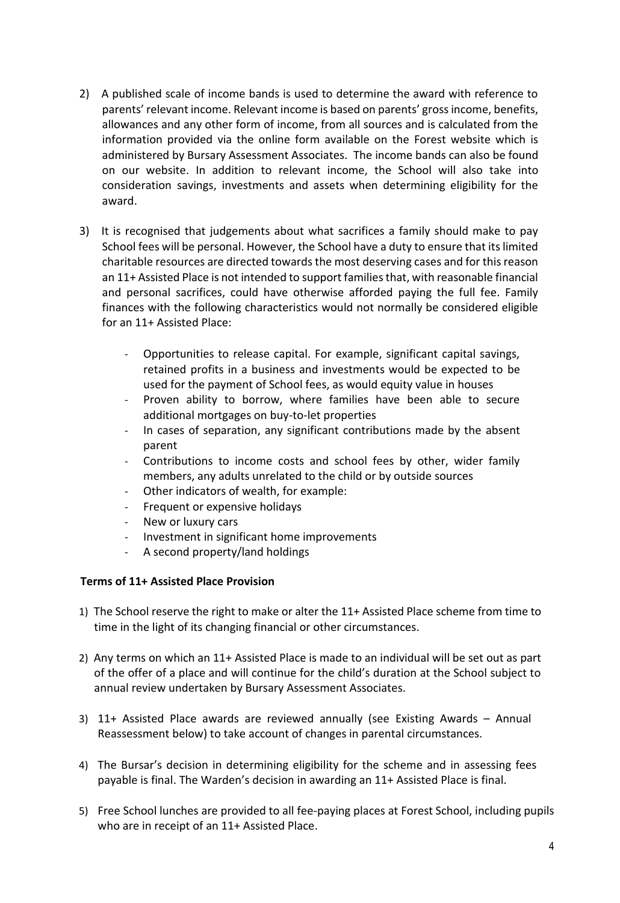2) A published scale of income bands is used to determine the award with reference to parents' relevant income. Relevant income is based on parents' gross income, benefits, allowances and any other form of income, from all sources and is calculated from the information provided via the online form available on the Forest website which is administered by Bursary Assessment Associates. The income bands can also be found on our website. In addition to relevant income, the School will also take into consideration savings, investments and assets when determining eligibility for the award.

3) It is recognised that judgements about what sacrifices a family should make to pay School fees will be personal. However, the School have a duty to ensure that its limited charitable resources are directed towards the most deserving cases and for this reason an 11+ Assisted Place is not intended to support families that, with reasonable financial and personal sacrifices, could have otherwise afforded paying the full fee. Family finances with the following characteristics would not normally be considered eligible for an 11+ Assisted Place:

   - Opportunities to release capital. For example, significant capital savings, retained profits in a business and investments would be expected to be used for the payment of School fees, as would equity value in houses
   - Proven ability to borrow, where families have been able to secure additional mortgages on buy-to-let properties
   - In cases of separation, any significant contributions made by the absent parent
   - Contributions to income costs and school fees by other, wider family members, any adults unrelated to the child or by outside sources
   - Other indicators of wealth, for example:
   - Frequent or expensive holidays
   - New or luxury cars
   - Investment in significant home improvements
   - A second property/land holdings

**Terms of 11+ Assisted Place Provision**

1) The School reserve the right to make or alter the 11+ Assisted Place scheme from time to time in the light of its changing financial or other circumstances.

2) Any terms on which an 11+ Assisted Place is made to an individual will be set out as part of the offer of a place and will continue for the child's duration at the School subject to annual review undertaken by Bursary Assessment Associates.

3) 11+ Assisted Place awards are reviewed annually (see Existing Awards – Annual Reassessment below) to take account of changes in parental circumstances.

4) The Bursar's decision in determining eligibility for the scheme and in assessing fees payable is final. The Warden's decision in awarding an 11+ Assisted Place is final.

5) Free School lunches are provided to all fee-paying places at Forest School, including pupils who are in receipt of an 11+ Assisted Place.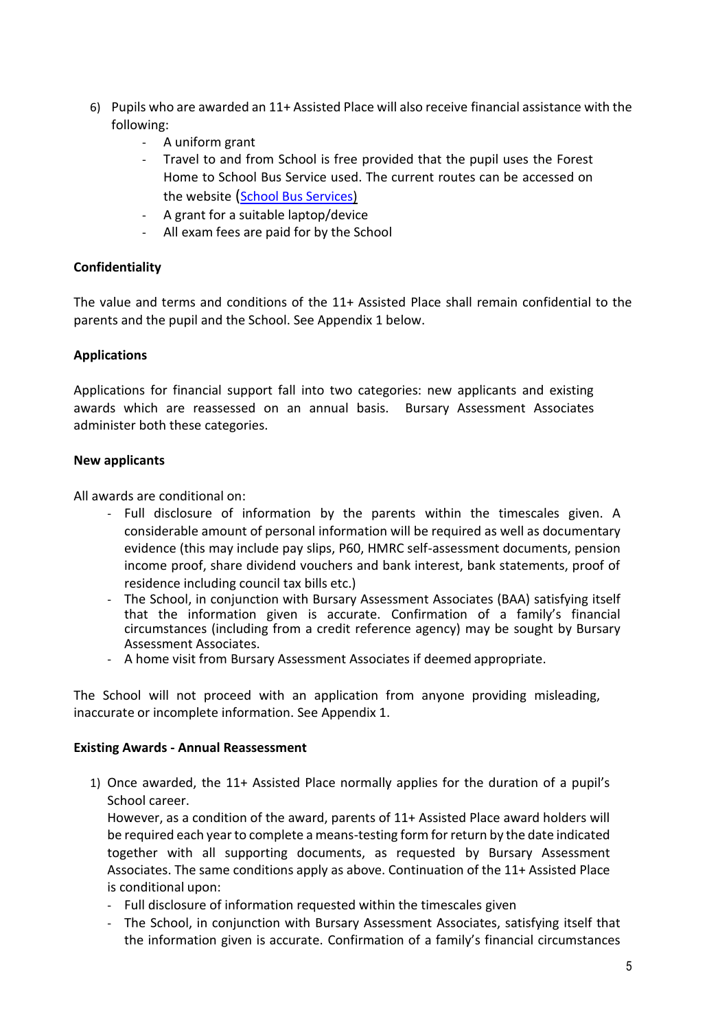6) Pupils who are awarded an 11+ Assisted Place will also receive financial assistance with the following:
   - A uniform grant
   - Travel to and from School is free provided that the pupil uses the Forest Home to School Bus Service used. The current routes can be accessed on the website (School Bus Services)
   - A grant for a suitable laptop/device
   - All exam fees are paid for by the School

**Confidentiality**

The value and terms and conditions of the 11+ Assisted Place shall remain confidential to the parents and the pupil and the School. See Appendix 1 below.

**Applications**

Applications for financial support fall into two categories: new applicants and existing awards which are reassessed on an annual basis. Bursary Assessment Associates administer both these categories.

**New applicants**

All awards are conditional on:

- Full disclosure of information by the parents within the timescales given. A considerable amount of personal information will be required as well as documentary evidence (this may include pay slips, P60, HMRC self-assessment documents, pension income proof, share dividend vouchers and bank interest, bank statements, proof of residence including council tax bills etc.)
- The School, in conjunction with Bursary Assessment Associates (BAA) satisfying itself that the information given is accurate. Confirmation of a family's financial circumstances (including from a credit reference agency) may be sought by Bursary Assessment Associates.
- A home visit from Bursary Assessment Associates if deemed appropriate.

The School will not proceed with an application from anyone providing misleading, inaccurate or incomplete information. See Appendix 1.

**Existing Awards - Annual Reassessment**

1) Once awarded, the 11+ Assisted Place normally applies for the duration of a pupil's School career.
   However, as a condition of the award, parents of 11+ Assisted Place award holders will be required each year to complete a means-testing form for return by the date indicated together with all supporting documents, as requested by Bursary Assessment Associates. The same conditions apply as above. Continuation of the 11+ Assisted Place is conditional upon:
   - Full disclosure of information requested within the timescales given
   - The School, in conjunction with Bursary Assessment Associates, satisfying itself that the information given is accurate. Confirmation of a family's financial circumstances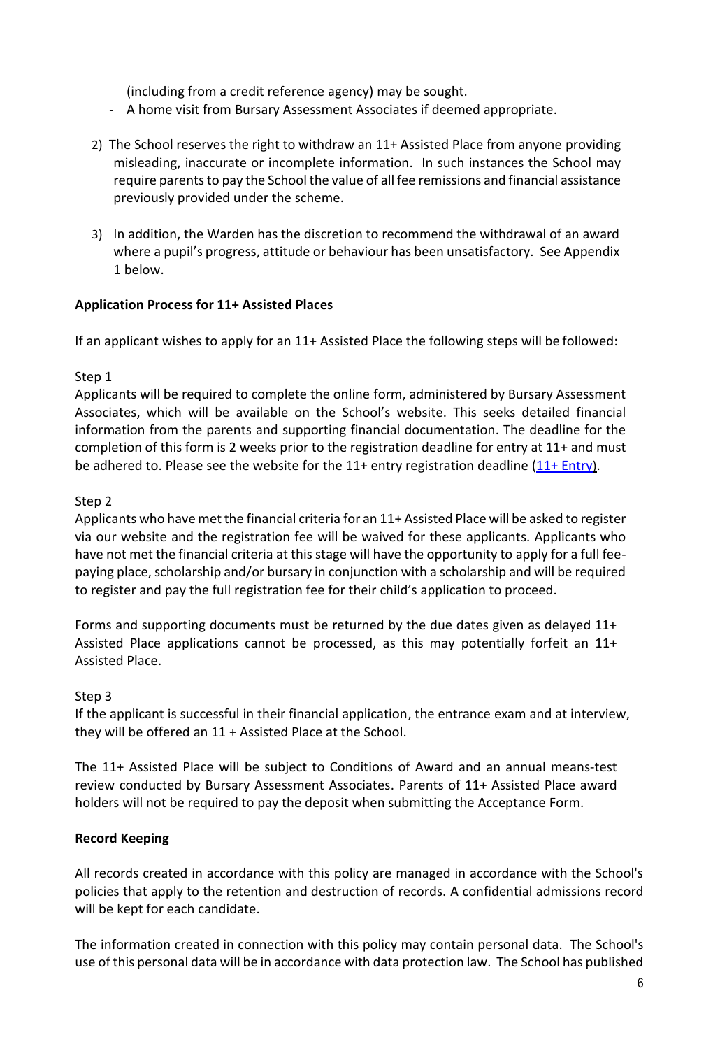(including from a credit reference agency) may be sought.

- A home visit from Bursary Assessment Associates if deemed appropriate.

2) The School reserves the right to withdraw an 11+ Assisted Place from anyone providing misleading, inaccurate or incomplete information. In such instances the School may require parents to pay the School the value of all fee remissions and financial assistance previously provided under the scheme.

3) In addition, the Warden has the discretion to recommend the withdrawal of an award where a pupil's progress, attitude or behaviour has been unsatisfactory. See Appendix 1 below.

**Application Process for 11+ Assisted Places**

If an applicant wishes to apply for an 11+ Assisted Place the following steps will be followed:

Step 1
Applicants will be required to complete the online form, administered by Bursary Assessment Associates, which will be available on the School's website. This seeks detailed financial information from the parents and supporting financial documentation. The deadline for the completion of this form is 2 weeks prior to the registration deadline for entry at 11+ and must be adhered to. Please see the website for the 11+ entry registration deadline (11+ Entry).

Step 2
Applicants who have met the financial criteria for an 11+ Assisted Place will be asked to register via our website and the registration fee will be waived for these applicants. Applicants who have not met the financial criteria at this stage will have the opportunity to apply for a full fee-paying place, scholarship and/or bursary in conjunction with a scholarship and will be required to register and pay the full registration fee for their child's application to proceed.

Forms and supporting documents must be returned by the due dates given as delayed 11+ Assisted Place applications cannot be processed, as this may potentially forfeit an 11+ Assisted Place.

Step 3
If the applicant is successful in their financial application, the entrance exam and at interview, they will be offered an 11 + Assisted Place at the School.

The 11+ Assisted Place will be subject to Conditions of Award and an annual means-test review conducted by Bursary Assessment Associates. Parents of 11+ Assisted Place award holders will not be required to pay the deposit when submitting the Acceptance Form.

**Record Keeping**

All records created in accordance with this policy are managed in accordance with the School's policies that apply to the retention and destruction of records. A confidential admissions record will be kept for each candidate.

The information created in connection with this policy may contain personal data. The School's use of this personal data will be in accordance with data protection law. The School has published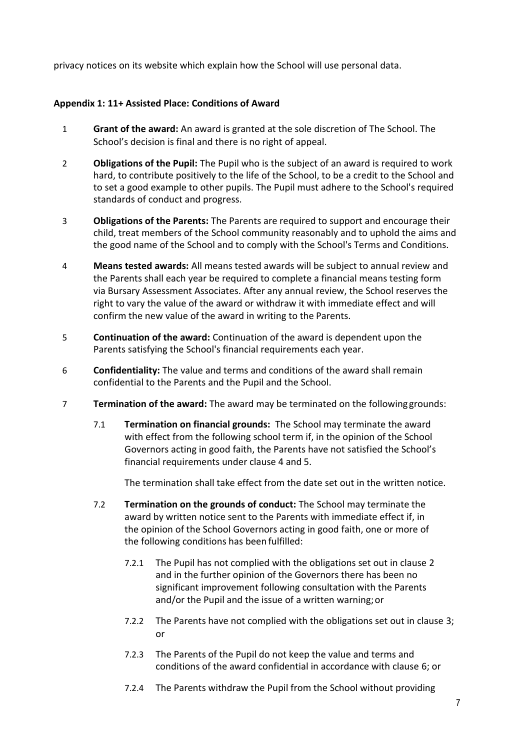privacy notices on its website which explain how the School will use personal data.

**Appendix 1: 11+ Assisted Place: Conditions of Award**

1 **Grant of the award:** An award is granted at the sole discretion of The School. The School's decision is final and there is no right of appeal.

2 **Obligations of the Pupil:** The Pupil who is the subject of an award is required to work hard, to contribute positively to the life of the School, to be a credit to the School and to set a good example to other pupils. The Pupil must adhere to the School's required standards of conduct and progress.

3 **Obligations of the Parents:** The Parents are required to support and encourage their child, treat members of the School community reasonably and to uphold the aims and the good name of the School and to comply with the School's Terms and Conditions.

4 **Means tested awards:** All means tested awards will be subject to annual review and the Parents shall each year be required to complete a financial means testing form via Bursary Assessment Associates. After any annual review, the School reserves the right to vary the value of the award or withdraw it with immediate effect and will confirm the new value of the award in writing to the Parents.

5 **Continuation of the award:** Continuation of the award is dependent upon the Parents satisfying the School's financial requirements each year.

6 **Confidentiality:** The value and terms and conditions of the award shall remain confidential to the Parents and the Pupil and the School.

7 **Termination of the award:** The award may be terminated on the following grounds:

7.1 **Termination on financial grounds:** The School may terminate the award with effect from the following school term if, in the opinion of the School Governors acting in good faith, the Parents have not satisfied the School's financial requirements under clause 4 and 5.

The termination shall take effect from the date set out in the written notice.

7.2 **Termination on the grounds of conduct:** The School may terminate the award by written notice sent to the Parents with immediate effect if, in the opinion of the School Governors acting in good faith, one or more of the following conditions has been fulfilled:

7.2.1 The Pupil has not complied with the obligations set out in clause 2 and in the further opinion of the Governors there has been no significant improvement following consultation with the Parents and/or the Pupil and the issue of a written warning; or

7.2.2 The Parents have not complied with the obligations set out in clause 3; or

7.2.3 The Parents of the Pupil do not keep the value and terms and conditions of the award confidential in accordance with clause 6; or

7.2.4 The Parents withdraw the Pupil from the School without providing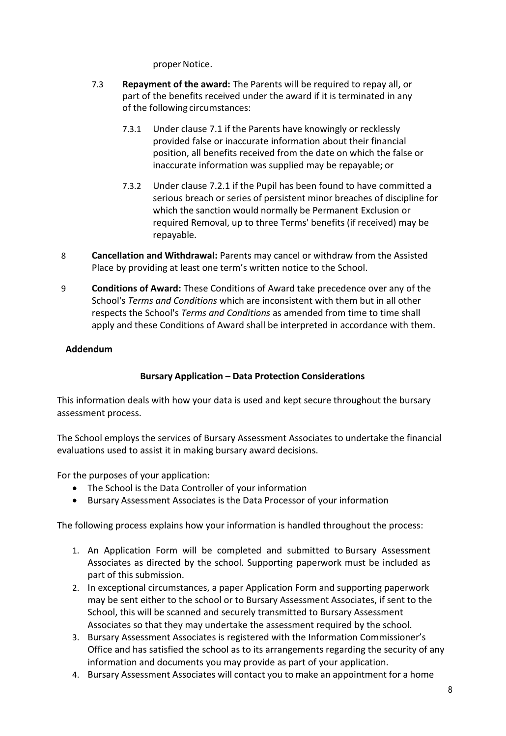proper Notice.

7.3 **Repayment of the award:** The Parents will be required to repay all, or part of the benefits received under the award if it is terminated in any of the following circumstances:

7.3.1 Under clause 7.1 if the Parents have knowingly or recklessly provided false or inaccurate information about their financial position, all benefits received from the date on which the false or inaccurate information was supplied may be repayable; or

7.3.2 Under clause 7.2.1 if the Pupil has been found to have committed a serious breach or series of persistent minor breaches of discipline for which the sanction would normally be Permanent Exclusion or required Removal, up to three Terms' benefits (if received) may be repayable.

8 **Cancellation and Withdrawal:** Parents may cancel or withdraw from the Assisted Place by providing at least one term's written notice to the School.

9 **Conditions of Award:** These Conditions of Award take precedence over any of the School's *Terms and Conditions* which are inconsistent with them but in all other respects the School's *Terms and Conditions* as amended from time to time shall apply and these Conditions of Award shall be interpreted in accordance with them.

## Addendum

### Bursary Application – Data Protection Considerations

This information deals with how your data is used and kept secure throughout the bursary assessment process.

The School employs the services of Bursary Assessment Associates to undertake the financial evaluations used to assist it in making bursary award decisions.

For the purposes of your application:

- The School is the Data Controller of your information
- Bursary Assessment Associates is the Data Processor of your information

The following process explains how your information is handled throughout the process:

1. An Application Form will be completed and submitted to Bursary Assessment Associates as directed by the school. Supporting paperwork must be included as part of this submission.
2. In exceptional circumstances, a paper Application Form and supporting paperwork may be sent either to the school or to Bursary Assessment Associates, if sent to the School, this will be scanned and securely transmitted to Bursary Assessment Associates so that they may undertake the assessment required by the school.
3. Bursary Assessment Associates is registered with the Information Commissioner's Office and has satisfied the school as to its arrangements regarding the security of any information and documents you may provide as part of your application.
4. Bursary Assessment Associates will contact you to make an appointment for a home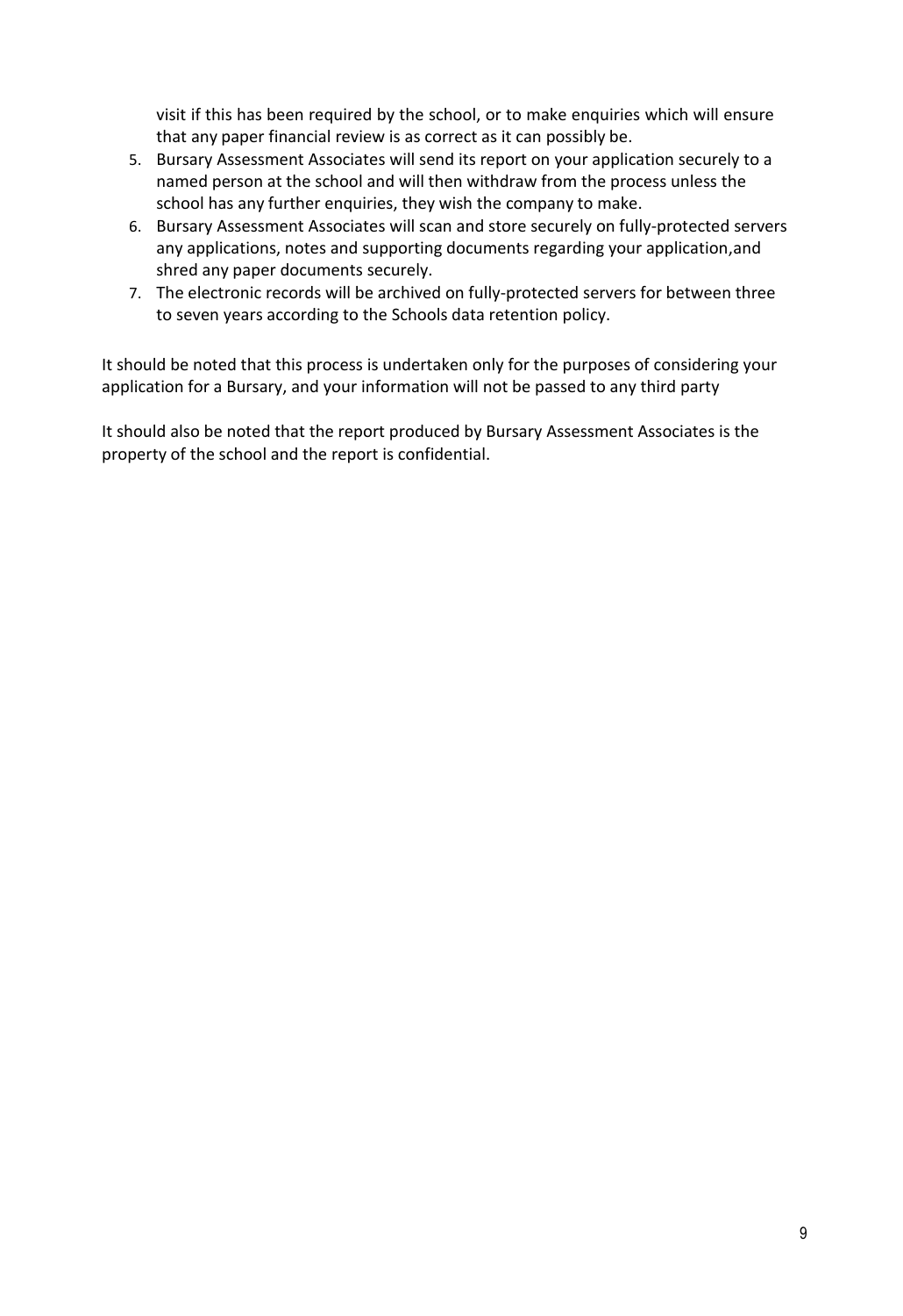visit if this has been required by the school, or to make enquiries which will ensure that any paper financial review is as correct as it can possibly be.

5. Bursary Assessment Associates will send its report on your application securely to a named person at the school and will then withdraw from the process unless the school has any further enquiries, they wish the company to make.
6. Bursary Assessment Associates will scan and store securely on fully-protected servers any applications, notes and supporting documents regarding your application,and shred any paper documents securely.
7. The electronic records will be archived on fully-protected servers for between three to seven years according to the Schools data retention policy.

It should be noted that this process is undertaken only for the purposes of considering your application for a Bursary, and your information will not be passed to any third party

It should also be noted that the report produced by Bursary Assessment Associates is the property of the school and the report is confidential.